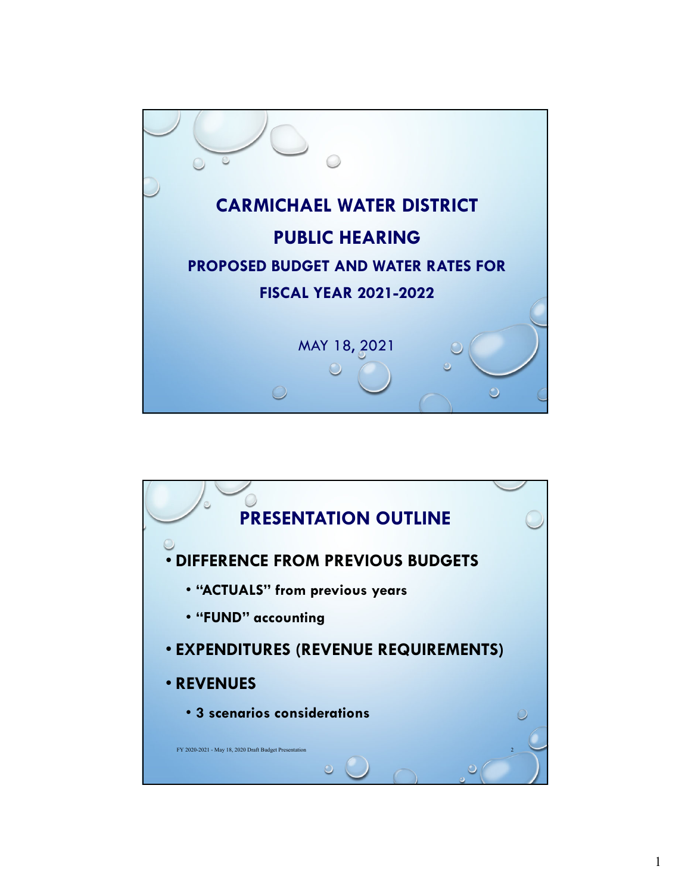# CARMICHAEL WATER DISTRICT

## PUBLIC HEARING

### PROPOSED BUDGET AND WATER RATES FOR FISCAL YEAR 2021-2022

MAY 18, 2021

## PRESENTATION OUTLINE

- **DIFFERENCE FROM PREVIOUS BUDGETS**
  - **"ACTUALS" from previous years**
  - **"FUND" accounting**
- **EXPENDITURES (REVENUE REQUIREMENTS)**
- **REVENUES**
  - **3 scenarios considerations**

FY 2020-2021 - May 18, 2020 Draft Budget Presentation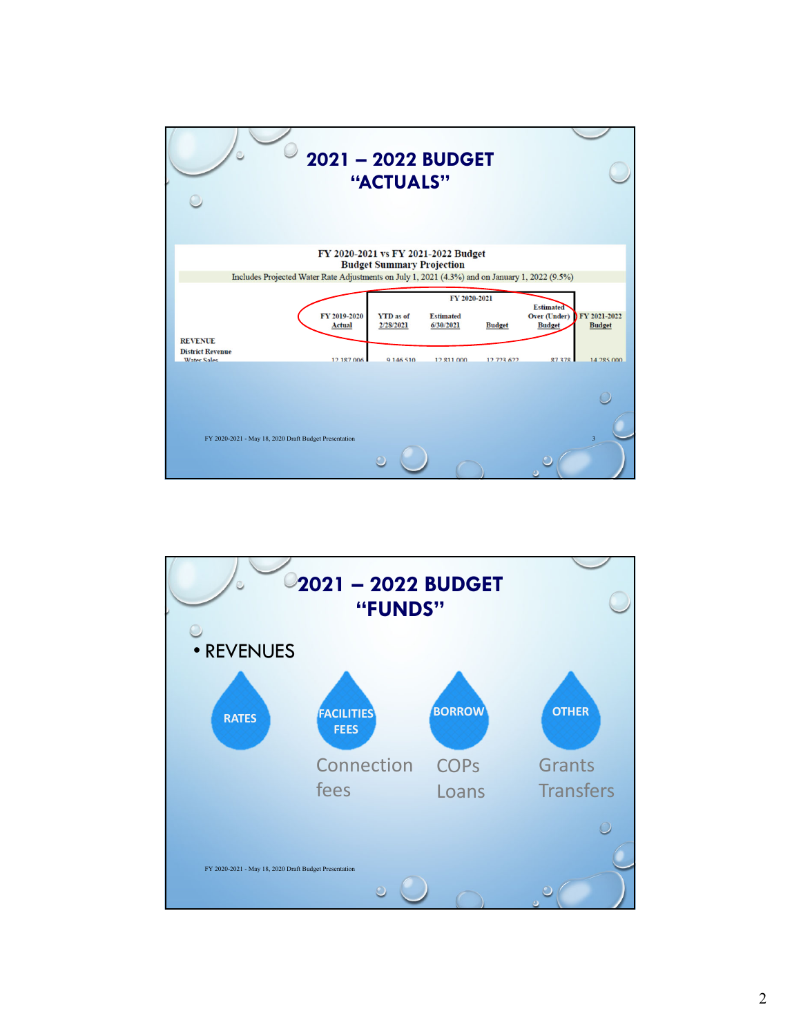# 2021 – 2022 BUDGET "ACTUALS"

**FY 2020-2021 vs FY 2021-2022 Budget**
**Budget Summary Projection**
Includes Projected Water Rate Adjustments on July 1, 2021 (4.3%) and on January 1, 2022 (9.5%)

| | FY 2019-2020 Actual | FY 2020-2021 YTD as of 2/28/2021 | Estimated 6/30/2021 | Budget | Estimated Over (Under) Budget | FY 2021-2022 Budget |
|---|---|---|---|---|---|---|
| **REVENUE** | | | | | | |
| **District Revenue** | | | | | | |
| Water Sales | 12,187,006 | 9,146,510 | 12,811,000 | 12,723,622 | 87,378 | 14,285,000 |

# 2021 – 2022 BUDGET "FUNDS"

- REVENUES

RATES

FACILITIES FEES
Connection fees

BORROW
COPs
Loans

OTHER
Grants
Transfers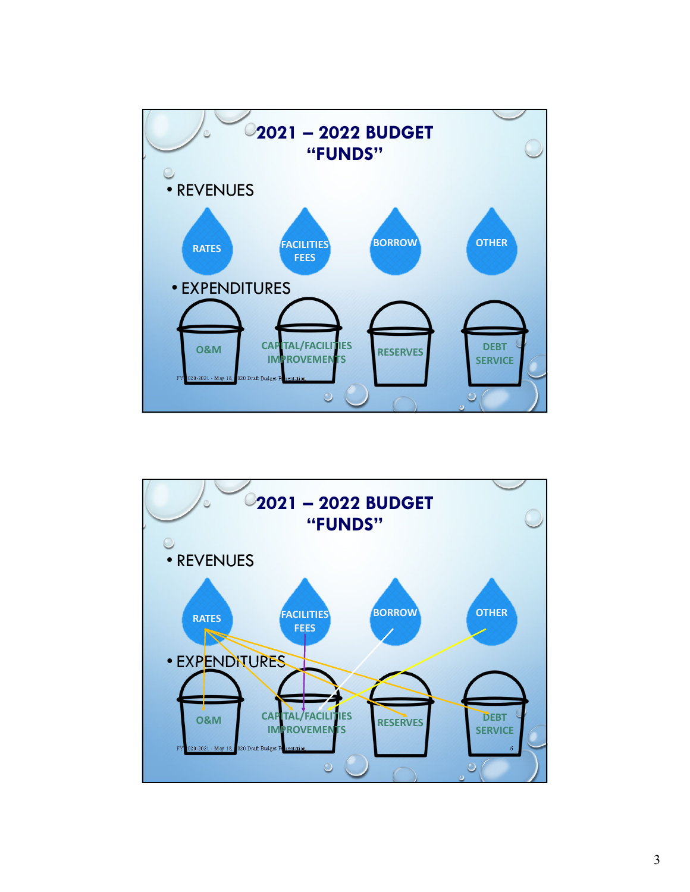## 2021 – 2022 BUDGET "FUNDS"

- REVENUES

RATES | FACILITIES FEES | BORROW | OTHER

- EXPENDITURES

O&M | CAPITAL/FACILITIES IMPROVEMENTS | RESERVES | DEBT SERVICE

FY 2020-2021 - May 18, 2020 Draft Budget Presentation

## 2021 – 2022 BUDGET "FUNDS"

- REVENUES

RATES | FACILITIES FEES | BORROW | OTHER

- EXPENDITURES

O&M | CAPITAL/FACILITIES IMPROVEMENTS | RESERVES | DEBT SERVICE

FY 2020-2021 - May 18, 2020 Draft Budget Presentation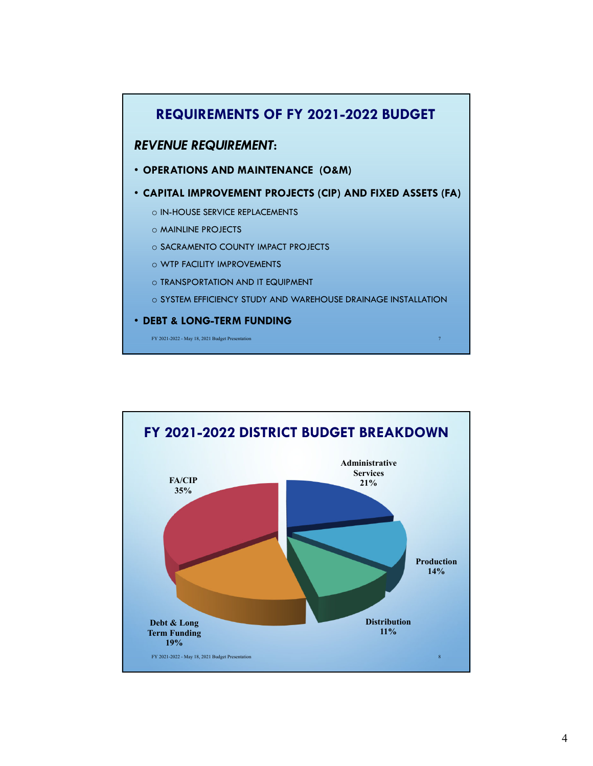## REQUIREMENTS OF FY 2021-2022 BUDGET

***REVENUE REQUIREMENT*:**

- **OPERATIONS AND MAINTENANCE (O&M)**
- **CAPITAL IMPROVEMENT PROJECTS (CIP) AND FIXED ASSETS (FA)**
  - IN-HOUSE SERVICE REPLACEMENTS
  - MAINLINE PROJECTS
  - SACRAMENTO COUNTY IMPACT PROJECTS
  - WTP FACILITY IMPROVEMENTS
  - TRANSPORTATION AND IT EQUIPMENT
  - SYSTEM EFFICIENCY STUDY AND WAREHOUSE DRAINAGE INSTALLATION
- **DEBT & LONG-TERM FUNDING**

FY 2021-2022 - May 18, 2021 Budget Presentation

## FY 2021-2022 DISTRICT BUDGET BREAKDOWN

| Category | Percentage |
| --- | --- |
| FA/CIP | 35% |
| Administrative Services | 21% |
| Production | 14% |
| Distribution | 11% |
| Debt & Long Term Funding | 19% |

FY 2021-2022 - May 18, 2021 Budget Presentation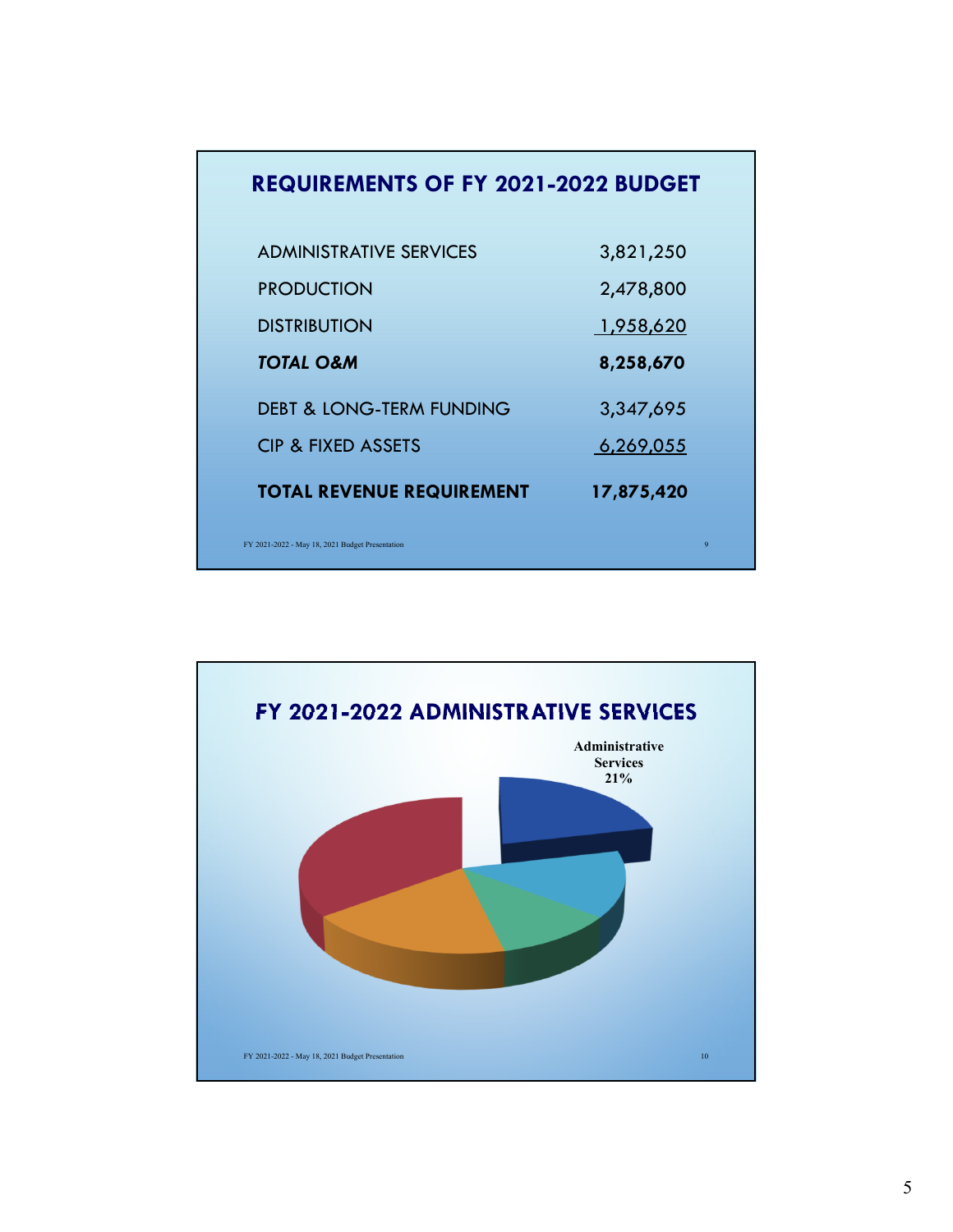## REQUIREMENTS OF FY 2021-2022 BUDGET

| | |
|---|---|
| ADMINISTRATIVE SERVICES | 3,821,250 |
| PRODUCTION | 2,478,800 |
| DISTRIBUTION | 1,958,620 |
| ***TOTAL O&M*** | **8,258,670** |
| DEBT & LONG-TERM FUNDING | 3,347,695 |
| CIP & FIXED ASSETS | 6,269,055 |
| **TOTAL REVENUE REQUIREMENT** | **17,875,420** |

FY 2021-2022 - May 18, 2021 Budget Presentation

## FY 2021-2022 ADMINISTRATIVE SERVICES

**Administrative Services 21%**

FY 2021-2022 - May 18, 2021 Budget Presentation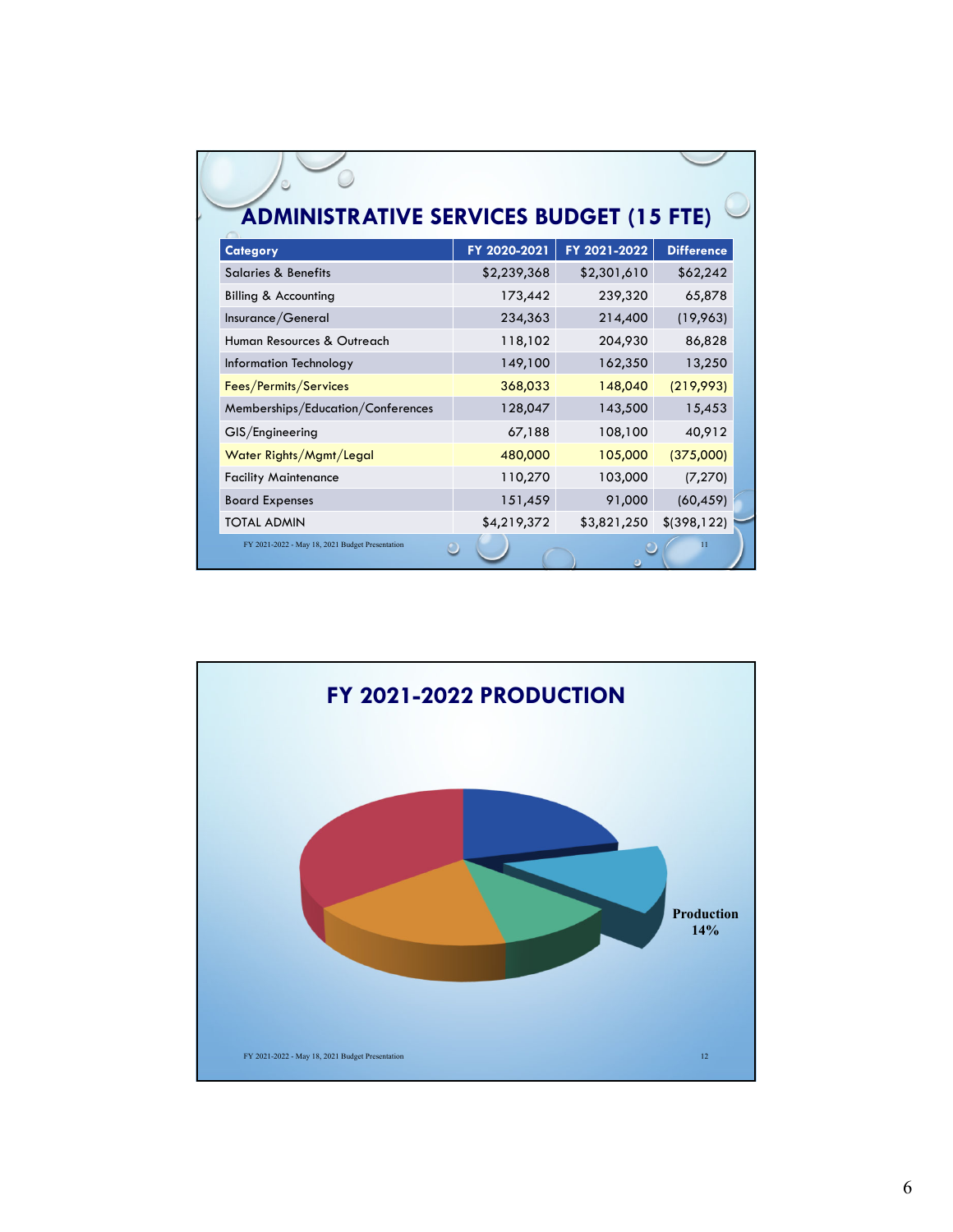## ADMINISTRATIVE SERVICES BUDGET (15 FTE)

| Category | FY 2020-2021 | FY 2021-2022 | Difference |
|---|---|---|---|
| Salaries & Benefits | $2,239,368 | $2,301,610 | $62,242 |
| Billing & Accounting | 173,442 | 239,320 | 65,878 |
| Insurance/General | 234,363 | 214,400 | (19,963) |
| Human Resources & Outreach | 118,102 | 204,930 | 86,828 |
| Information Technology | 149,100 | 162,350 | 13,250 |
| Fees/Permits/Services | 368,033 | 148,040 | (219,993) |
| Memberships/Education/Conferences | 128,047 | 143,500 | 15,453 |
| GIS/Engineering | 67,188 | 108,100 | 40,912 |
| Water Rights/Mgmt/Legal | 480,000 | 105,000 | (375,000) |
| Facility Maintenance | 110,270 | 103,000 | (7,270) |
| Board Expenses | 151,459 | 91,000 | (60,459) |
| TOTAL ADMIN | $4,219,372 | $3,821,250 | $(398,122) |

FY 2021-2022 - May 18, 2021 Budget Presentation

## FY 2021-2022 PRODUCTION

Production 14%

FY 2021-2022 - May 18, 2021 Budget Presentation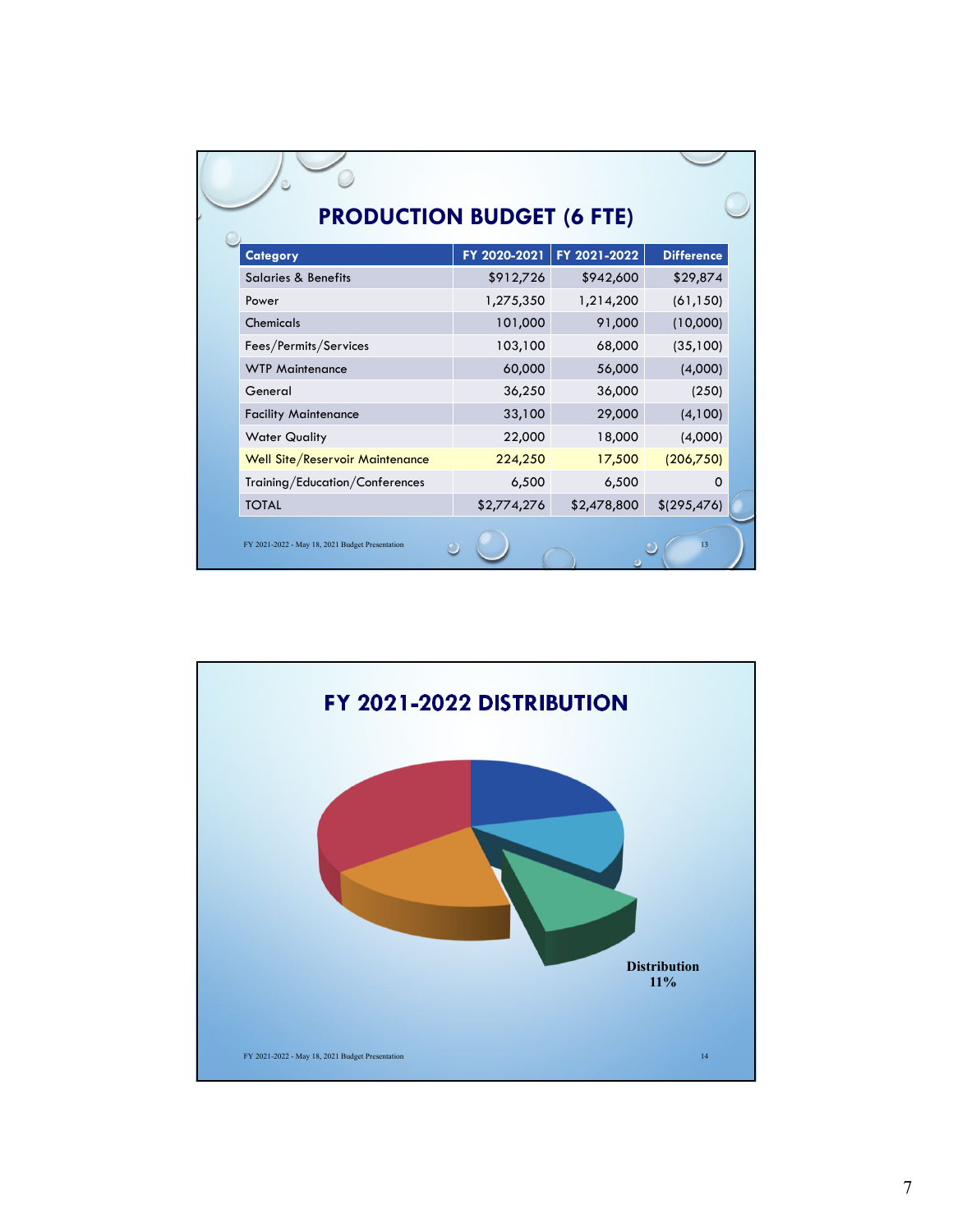## PRODUCTION BUDGET (6 FTE)

| Category | FY 2020-2021 | FY 2021-2022 | Difference |
|---|---|---|---|
| Salaries & Benefits | $912,726 | $942,600 | $29,874 |
| Power | 1,275,350 | 1,214,200 | (61,150) |
| Chemicals | 101,000 | 91,000 | (10,000) |
| Fees/Permits/Services | 103,100 | 68,000 | (35,100) |
| WTP Maintenance | 60,000 | 56,000 | (4,000) |
| General | 36,250 | 36,000 | (250) |
| Facility Maintenance | 33,100 | 29,000 | (4,100) |
| Water Quality | 22,000 | 18,000 | (4,000) |
| Well Site/Reservoir Maintenance | 224,250 | 17,500 | (206,750) |
| Training/Education/Conferences | 6,500 | 6,500 | 0 |
| TOTAL | $2,774,276 | $2,478,800 | $(295,476) |

FY 2021-2022 - May 18, 2021 Budget Presentation

## FY 2021-2022 DISTRIBUTION

**Distribution 11%**

FY 2021-2022 - May 18, 2021 Budget Presentation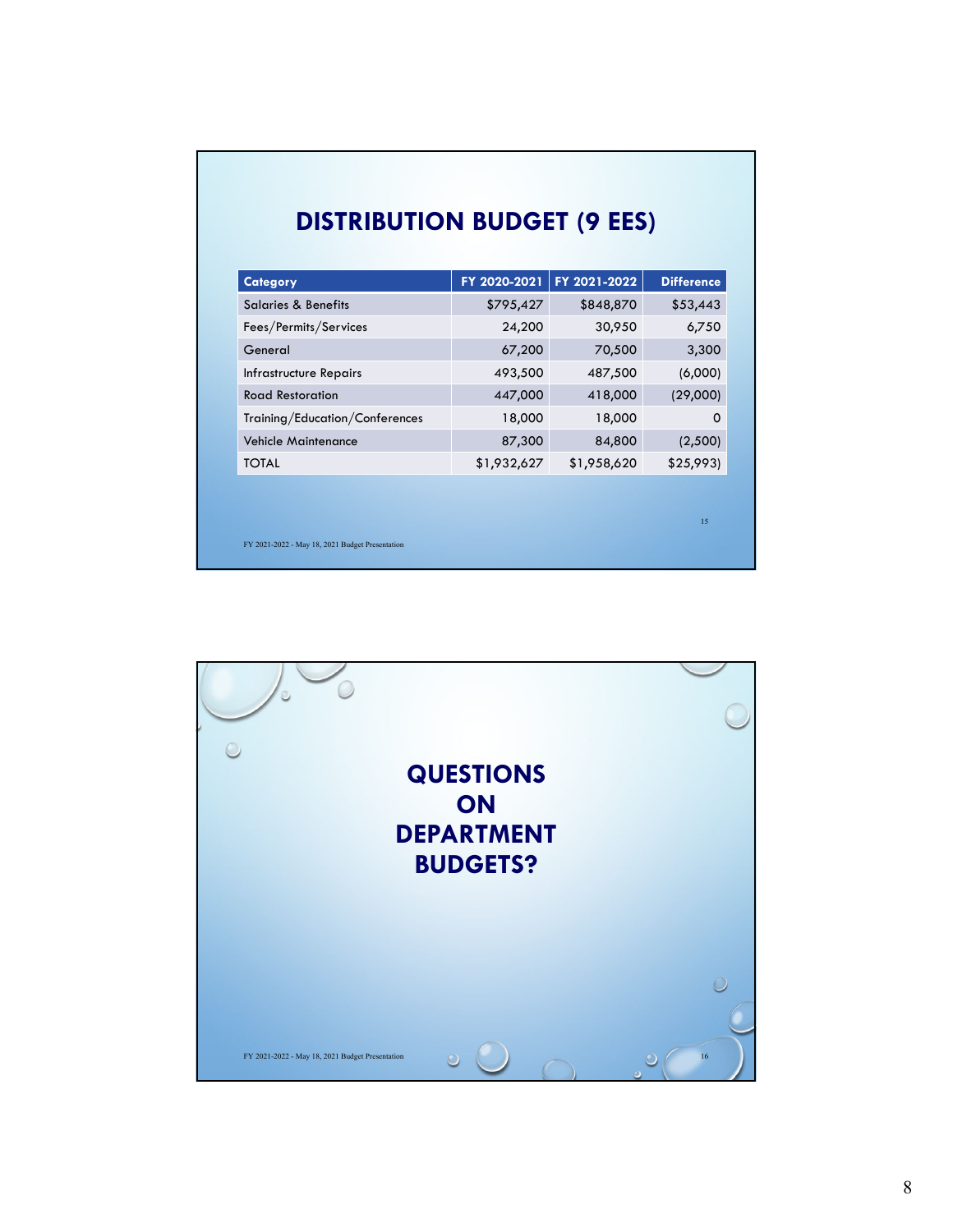## DISTRIBUTION BUDGET (9 EES)

| Category | FY 2020-2021 | FY 2021-2022 | Difference |
|---|---|---|---|
| Salaries & Benefits | $795,427 | $848,870 | $53,443 |
| Fees/Permits/Services | 24,200 | 30,950 | 6,750 |
| General | 67,200 | 70,500 | 3,300 |
| Infrastructure Repairs | 493,500 | 487,500 | (6,000) |
| Road Restoration | 447,000 | 418,000 | (29,000) |
| Training/Education/Conferences | 18,000 | 18,000 | 0 |
| Vehicle Maintenance | 87,300 | 84,800 | (2,500) |
| TOTAL | $1,932,627 | $1,958,620 | $25,993) |

## QUESTIONS ON DEPARTMENT BUDGETS?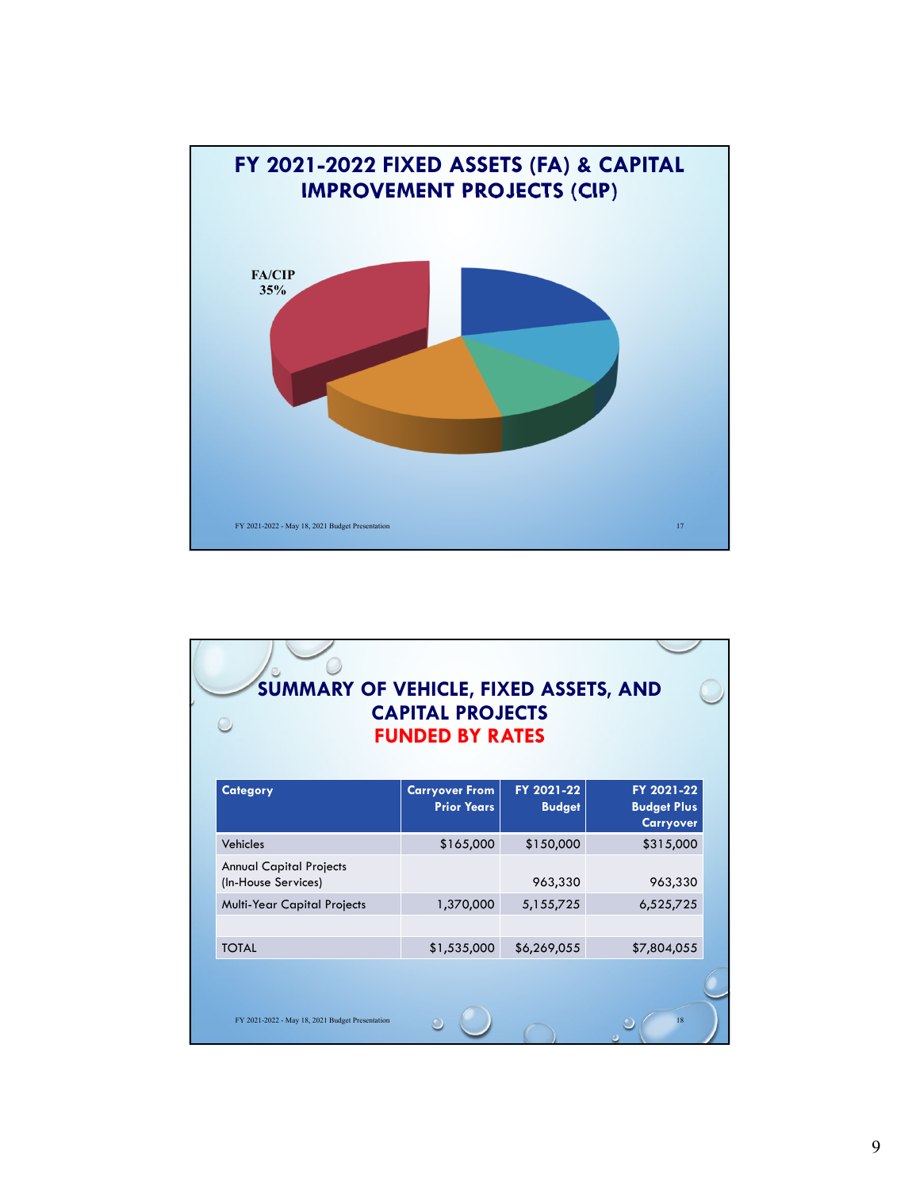## FY 2021-2022 FIXED ASSETS (FA) & CAPITAL IMPROVEMENT PROJECTS (CIP)

FA/CIP 35%

## SUMMARY OF VEHICLE, FIXED ASSETS, AND CAPITAL PROJECTS FUNDED BY RATES

| Category | Carryover From Prior Years | FY 2021-22 Budget | FY 2021-22 Budget Plus Carryover |
|---|---|---|---|
| Vehicles | $165,000 | $150,000 | $315,000 |
| Annual Capital Projects (In-House Services) | | 963,330 | 963,330 |
| Multi-Year Capital Projects | 1,370,000 | 5,155,725 | 6,525,725 |
| | | | |
| TOTAL | $1,535,000 | $6,269,055 | $7,804,055 |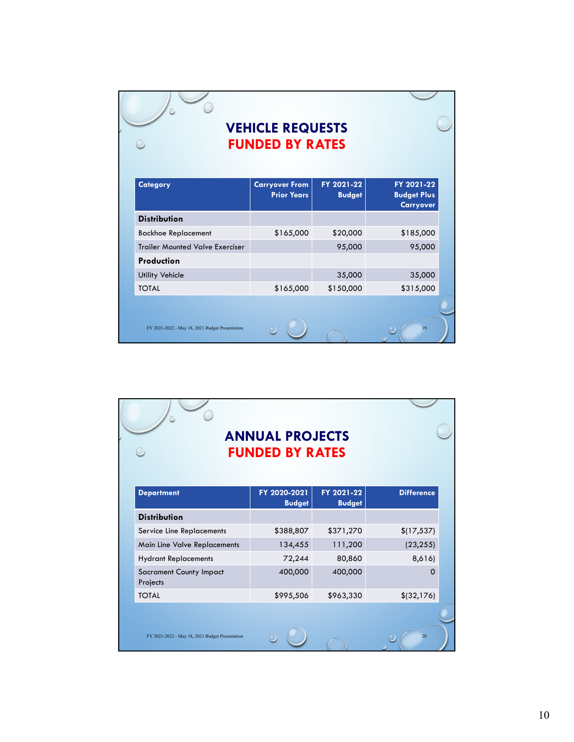# VEHICLE REQUESTS FUNDED BY RATES

| Category | Carryover From Prior Years | FY 2021-22 Budget | FY 2021-22 Budget Plus Carryover |
|---|---|---|---|
| **Distribution** | | | |
| Backhoe Replacement | $165,000 | $20,000 | $185,000 |
| Trailer Mounted Valve Exerciser | | 95,000 | 95,000 |
| **Production** | | | |
| Utility Vehicle | | 35,000 | 35,000 |
| TOTAL | $165,000 | $150,000 | $315,000 |

FY 2021-2022 - May 18, 2021 Budget Presentation

# ANNUAL PROJECTS FUNDED BY RATES

| Department | FY 2020-2021 Budget | FY 2021-22 Budget | Difference |
|---|---|---|---|
| **Distribution** | | | |
| Service Line Replacements | $388,807 | $371,270 | $(17,537) |
| Main Line Valve Replacements | 134,455 | 111,200 | (23,255) |
| Hydrant Replacements | 72,244 | 80,860 | 8,616) |
| Sacrament County Impact Projects | 400,000 | 400,000 | 0 |
| TOTAL | $995,506 | $963,330 | $(32,176) |

FY 2021-2022 - May 18, 2021 Budget Presentation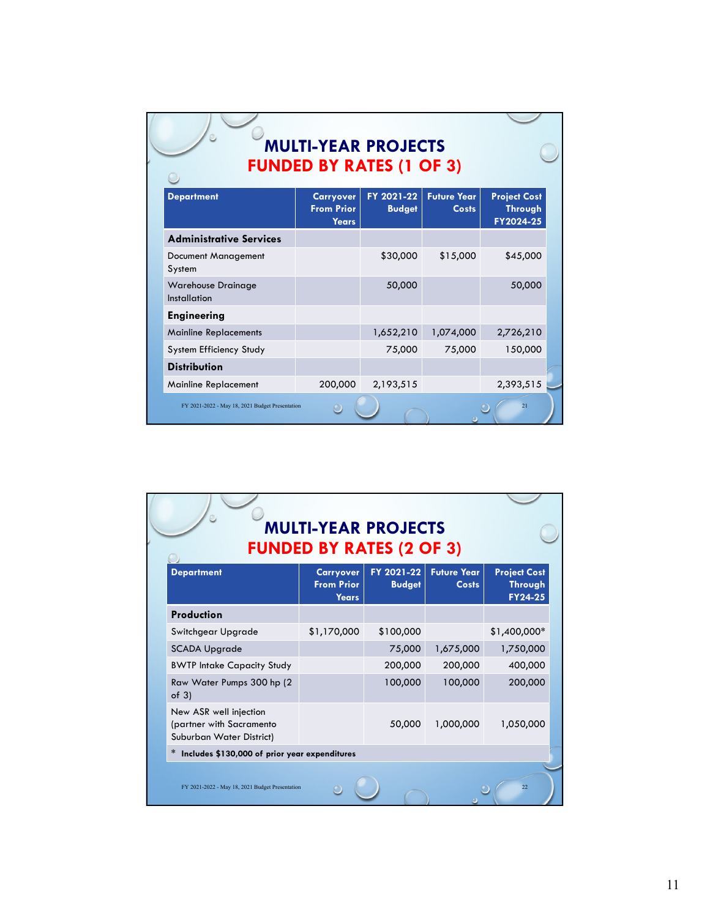## MULTI-YEAR PROJECTS
## FUNDED BY RATES (1 OF 3)

| Department | Carryover From Prior Years | FY 2021-22 Budget | Future Year Costs | Project Cost Through FY2024-25 |
|---|---|---|---|---|
| **Administrative Services** | | | | |
| Document Management System | | $30,000 | $15,000 | $45,000 |
| Warehouse Drainage Installation | | 50,000 | | 50,000 |
| **Engineering** | | | | |
| Mainline Replacements | | 1,652,210 | 1,074,000 | 2,726,210 |
| System Efficiency Study | | 75,000 | 75,000 | 150,000 |
| **Distribution** | | | | |
| Mainline Replacement | 200,000 | 2,193,515 | | 2,393,515 |

## MULTI-YEAR PROJECTS
## FUNDED BY RATES (2 OF 3)

| Department | Carryover From Prior Years | FY 2021-22 Budget | Future Year Costs | Project Cost Through FY24-25 |
|---|---|---|---|---|
| **Production** | | | | |
| Switchgear Upgrade | $1,170,000 | $100,000 | | $1,400,000* |
| SCADA Upgrade | | 75,000 | 1,675,000 | 1,750,000 |
| BWTP Intake Capacity Study | | 200,000 | 200,000 | 400,000 |
| Raw Water Pumps 300 hp (2 of 3) | | 100,000 | 100,000 | 200,000 |
| New ASR well injection (partner with Sacramento Suburban Water District) | | 50,000 | 1,000,000 | 1,050,000 |

\* **Includes $130,000 of prior year expenditures**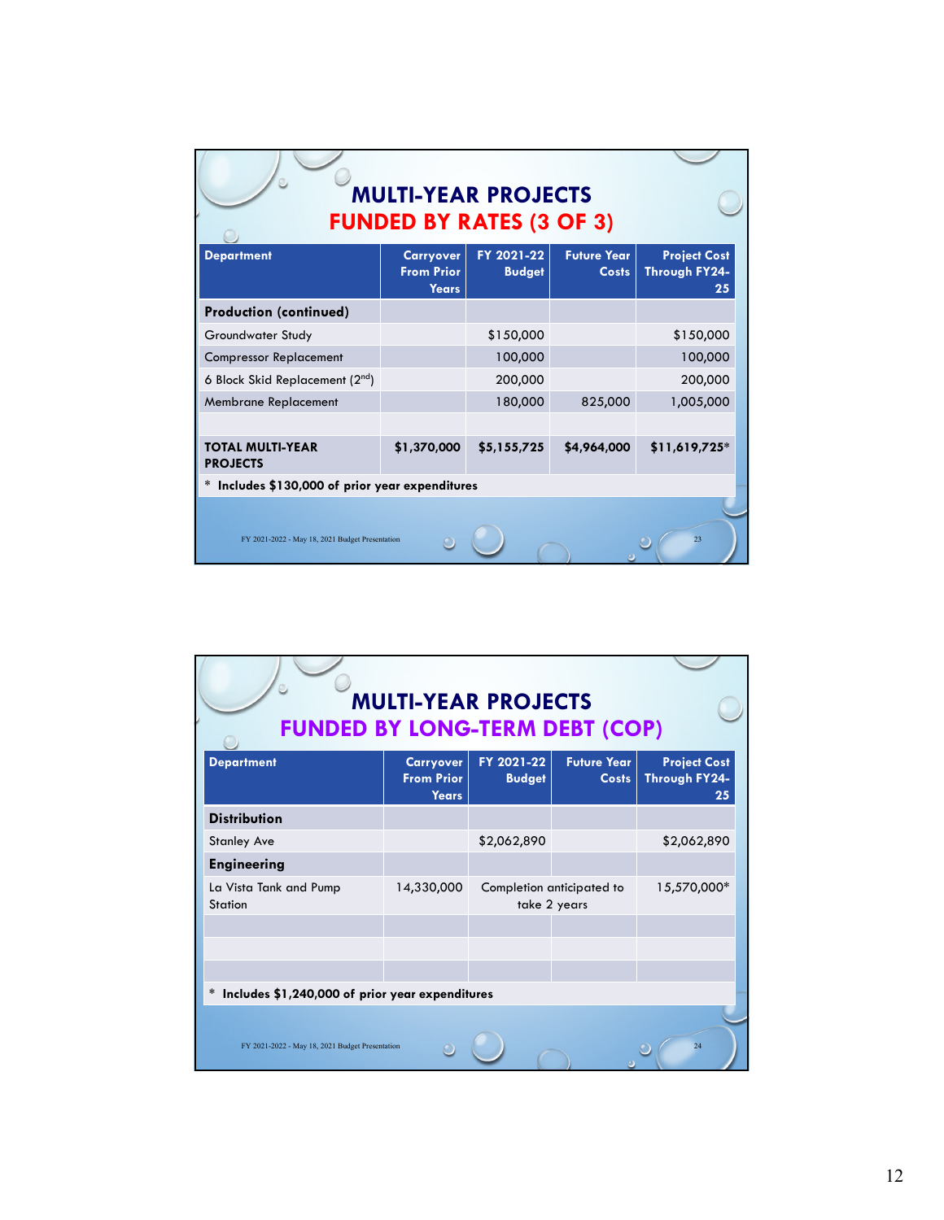## MULTI-YEAR PROJECTS
## FUNDED BY RATES (3 OF 3)

| Department | Carryover From Prior Years | FY 2021-22 Budget | Future Year Costs | Project Cost Through FY24-25 |
|---|---|---|---|---|
| **Production (continued)** | | | | |
| Groundwater Study | | $150,000 | | $150,000 |
| Compressor Replacement | | 100,000 | | 100,000 |
| 6 Block Skid Replacement (2nd) | | 200,000 | | 200,000 |
| Membrane Replacement | | 180,000 | 825,000 | 1,005,000 |
| | | | | |
| **TOTAL MULTI-YEAR PROJECTS** | **$1,370,000** | **$5,155,725** | **$4,964,000** | **$11,619,725*** |

**\* Includes $130,000 of prior year expenditures**

FY 2021-2022 - May 18, 2021 Budget Presentation

## MULTI-YEAR PROJECTS
## FUNDED BY LONG-TERM DEBT (COP)

| Department | Carryover From Prior Years | FY 2021-22 Budget | Future Year Costs | Project Cost Through FY24-25 |
|---|---|---|---|---|
| **Distribution** | | | | |
| Stanley Ave | | $2,062,890 | | $2,062,890 |
| **Engineering** | | | | |
| La Vista Tank and Pump Station | 14,330,000 | Completion anticipated to take 2 years | | 15,570,000* |
| | | | | |
| | | | | |
| | | | | |

**\* Includes $1,240,000 of prior year expenditures**

FY 2021-2022 - May 18, 2021 Budget Presentation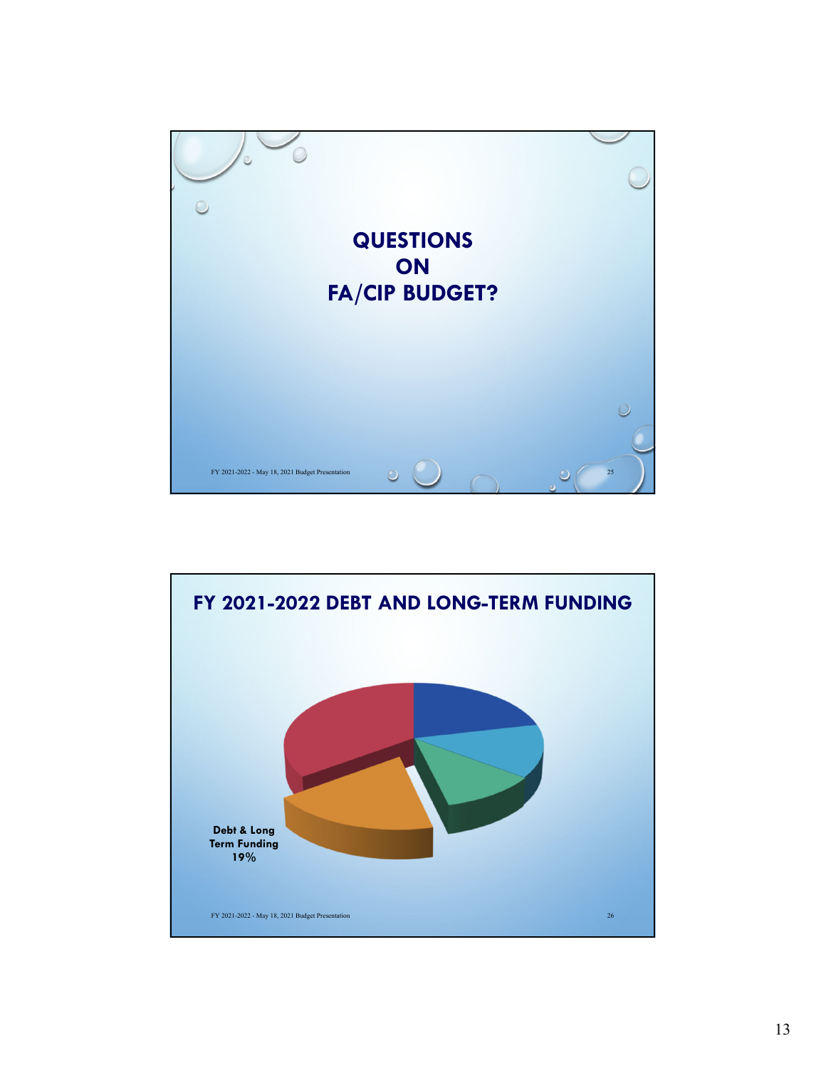# QUESTIONS ON FA/CIP BUDGET?

FY 2021-2022 - May 18, 2021 Budget Presentation

# FY 2021-2022 DEBT AND LONG-TERM FUNDING

**Debt & Long Term Funding 19%**

FY 2021-2022 - May 18, 2021 Budget Presentation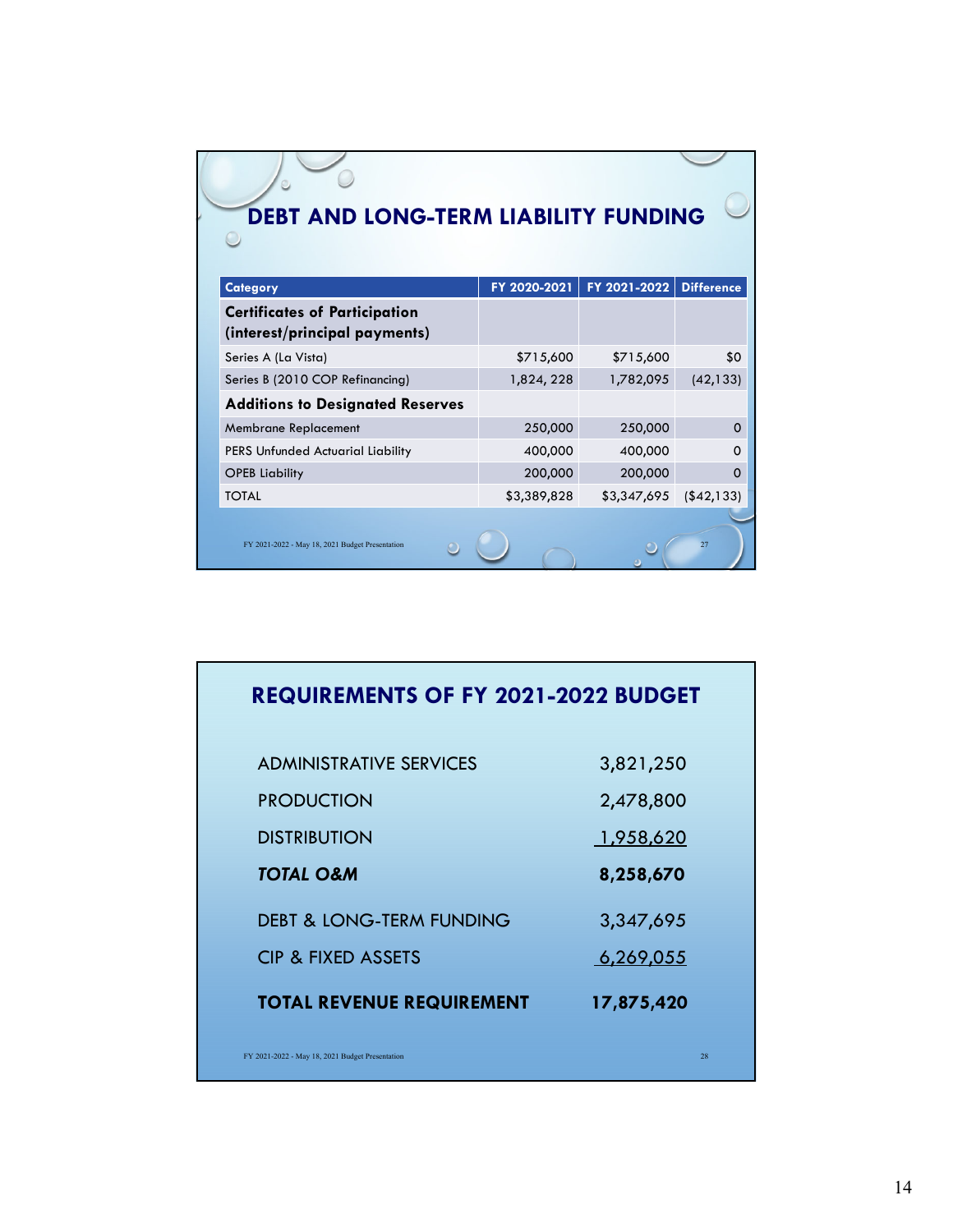## DEBT AND LONG-TERM LIABILITY FUNDING

| Category | FY 2020-2021 | FY 2021-2022 | Difference |
|---|---|---|---|
| **Certificates of Participation (interest/principal payments)** | | | |
| Series A (La Vista) | $715,600 | $715,600 | $0 |
| Series B (2010 COP Refinancing) | 1,824, 228 | 1,782,095 | (42,133) |
| **Additions to Designated Reserves** | | | |
| Membrane Replacement | 250,000 | 250,000 | 0 |
| PERS Unfunded Actuarial Liability | 400,000 | 400,000 | 0 |
| OPEB Liability | 200,000 | 200,000 | 0 |
| TOTAL | $3,389,828 | $3,347,695 | ($42,133) |

FY 2021-2022 - May 18, 2021 Budget Presentation

## REQUIREMENTS OF FY 2021-2022 BUDGET

| | |
|---|---|
| ADMINISTRATIVE SERVICES | 3,821,250 |
| PRODUCTION | 2,478,800 |
| DISTRIBUTION | 1,958,620 |
| ***TOTAL O&M*** | **8,258,670** |
| DEBT & LONG-TERM FUNDING | 3,347,695 |
| CIP & FIXED ASSETS | 6,269,055 |
| **TOTAL REVENUE REQUIREMENT** | **17,875,420** |

FY 2021-2022 - May 18, 2021 Budget Presentation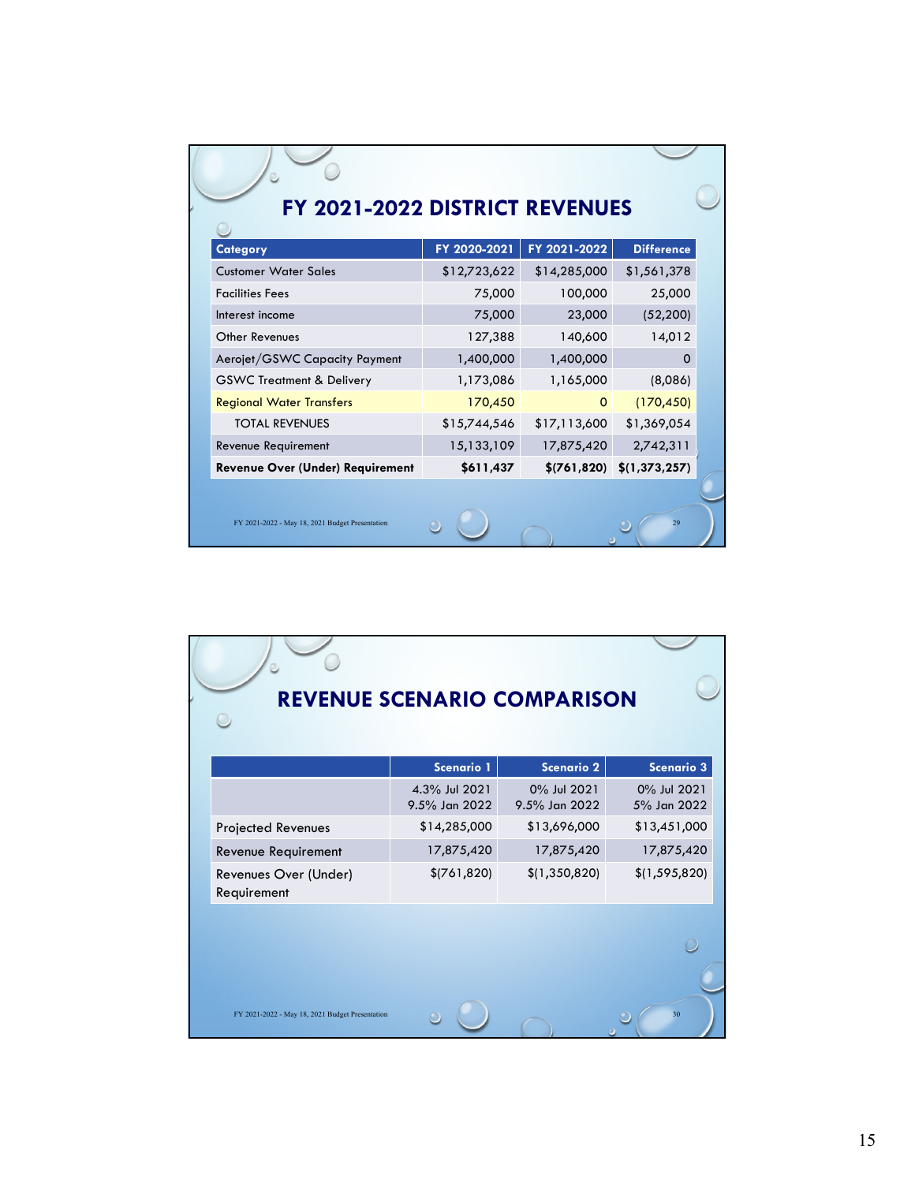# FY 2021-2022 DISTRICT REVENUES

| Category | FY 2020-2021 | FY 2021-2022 | Difference |
|---|---|---|---|
| Customer Water Sales | $12,723,622 | $14,285,000 | $1,561,378 |
| Facilities Fees | 75,000 | 100,000 | 25,000 |
| Interest income | 75,000 | 23,000 | (52,200) |
| Other Revenues | 127,388 | 140,600 | 14,012 |
| Aerojet/GSWC Capacity Payment | 1,400,000 | 1,400,000 | 0 |
| GSWC Treatment & Delivery | 1,173,086 | 1,165,000 | (8,086) |
| Regional Water Transfers | 170,450 | 0 | (170,450) |
| TOTAL REVENUES | $15,744,546 | $17,113,600 | $1,369,054 |
| Revenue Requirement | 15,133,109 | 17,875,420 | 2,742,311 |
| **Revenue Over (Under) Requirement** | **$611,437** | **$(761,820)** | **$(1,373,257)** |

FY 2021-2022 - May 18, 2021 Budget Presentation

# REVENUE SCENARIO COMPARISON

| | Scenario 1 | Scenario 2 | Scenario 3 |
|---|---|---|---|
| | 4.3% Jul 2021<br>9.5% Jan 2022 | 0% Jul 2021<br>9.5% Jan 2022 | 0% Jul 2021<br>5% Jan 2022 |
| Projected Revenues | $14,285,000 | $13,696,000 | $13,451,000 |
| Revenue Requirement | 17,875,420 | 17,875,420 | 17,875,420 |
| Revenues Over (Under) Requirement | $(761,820) | $(1,350,820) | $(1,595,820) |

FY 2021-2022 - May 18, 2021 Budget Presentation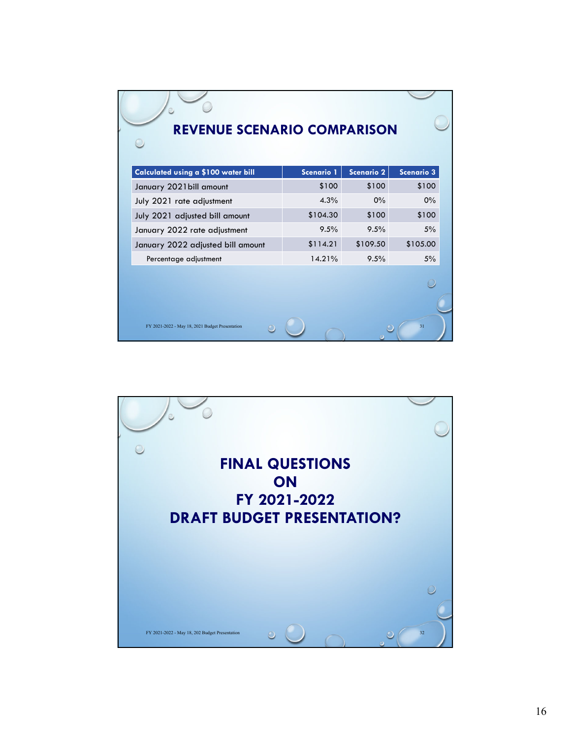## REVENUE SCENARIO COMPARISON

| Calculated using a $100 water bill | Scenario 1 | Scenario 2 | Scenario 3 |
|---|---|---|---|
| January 2021bill amount | $100 | $100 | $100 |
| July 2021 rate adjustment | 4.3% | 0% | 0% |
| July 2021 adjusted bill amount | $104.30 | $100 | $100 |
| January 2022 rate adjustment | 9.5% | 9.5% | 5% |
| January 2022 adjusted bill amount | $114.21 | $109.50 | $105.00 |
| Percentage adjustment | 14.21% | 9.5% | 5% |

## FINAL QUESTIONS ON FY 2021-2022 DRAFT BUDGET PRESENTATION?